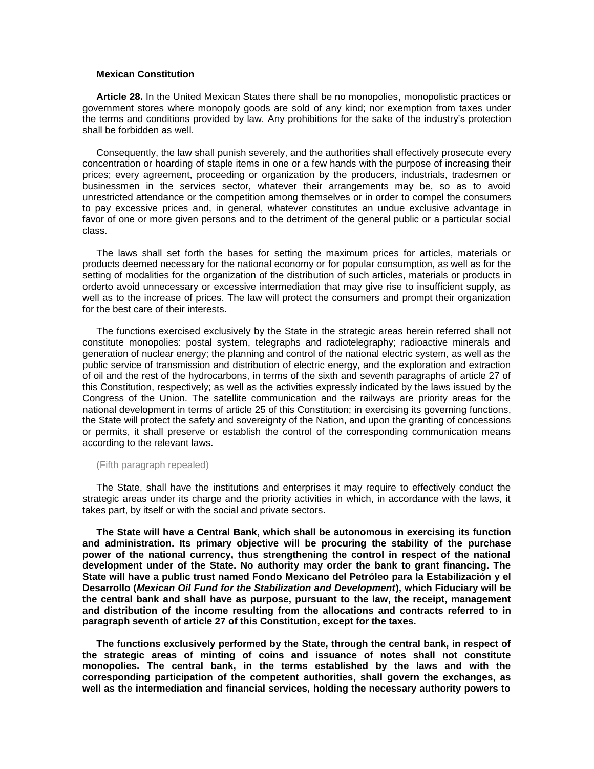**Mexican Constitution**

**Article 28.** In the United Mexican States there shall be no monopolies, monopolistic practices or government stores where monopoly goods are sold of any kind; nor exemption from taxes under the terms and conditions provided by law. Any prohibitions for the sake of the industry's protection shall be forbidden as well.

Consequently, the law shall punish severely, and the authorities shall effectively prosecute every concentration or hoarding of staple items in one or a few hands with the purpose of increasing their prices; every agreement, proceeding or organization by the producers, industrials, tradesmen or businessmen in the services sector, whatever their arrangements may be, so as to avoid unrestricted attendance or the competition among themselves or in order to compel the consumers to pay excessive prices and, in general, whatever constitutes an undue exclusive advantage in favor of one or more given persons and to the detriment of the general public or a particular social class.

The laws shall set forth the bases for setting the maximum prices for articles, materials or products deemed necessary for the national economy or for popular consumption, as well as for the setting of modalities for the organization of the distribution of such articles, materials or products in orderto avoid unnecessary or excessive intermediation that may give rise to insufficient supply, as well as to the increase of prices. The law will protect the consumers and prompt their organization for the best care of their interests.

The functions exercised exclusively by the State in the strategic areas herein referred shall not constitute monopolies: postal system, telegraphs and radiotelegraphy; radioactive minerals and generation of nuclear energy; the planning and control of the national electric system, as well as the public service of transmission and distribution of electric energy, and the exploration and extraction of oil and the rest of the hydrocarbons, in terms of the sixth and seventh paragraphs of article 27 of this Constitution, respectively; as well as the activities expressly indicated by the laws issued by the Congress of the Union. The satellite communication and the railways are priority areas for the national development in terms of article 25 of this Constitution; in exercising its governing functions, the State will protect the safety and sovereignty of the Nation, and upon the granting of concessions or permits, it shall preserve or establish the control of the corresponding communication means according to the relevant laws.

(Fifth paragraph repealed)

The State, shall have the institutions and enterprises it may require to effectively conduct the strategic areas under its charge and the priority activities in which, in accordance with the laws, it takes part, by itself or with the social and private sectors.

**The State will have a Central Bank, which shall be autonomous in exercising its function and administration. Its primary objective will be procuring the stability of the purchase power of the national currency, thus strengthening the control in respect of the national development under of the State. No authority may order the bank to grant financing. The State will have a public trust named Fondo Mexicano del Petróleo para la Estabilización y el Desarrollo (*Mexican Oil Fund for the Stabilization and Development*), which Fiduciary will be the central bank and shall have as purpose, pursuant to the law, the receipt, management and distribution of the income resulting from the allocations and contracts referred to in paragraph seventh of article 27 of this Constitution, except for the taxes.**

**The functions exclusively performed by the State, through the central bank, in respect of the strategic areas of minting of coins and issuance of notes shall not constitute monopolies. The central bank, in the terms established by the laws and with the corresponding participation of the competent authorities, shall govern the exchanges, as well as the intermediation and financial services, holding the necessary authority powers to**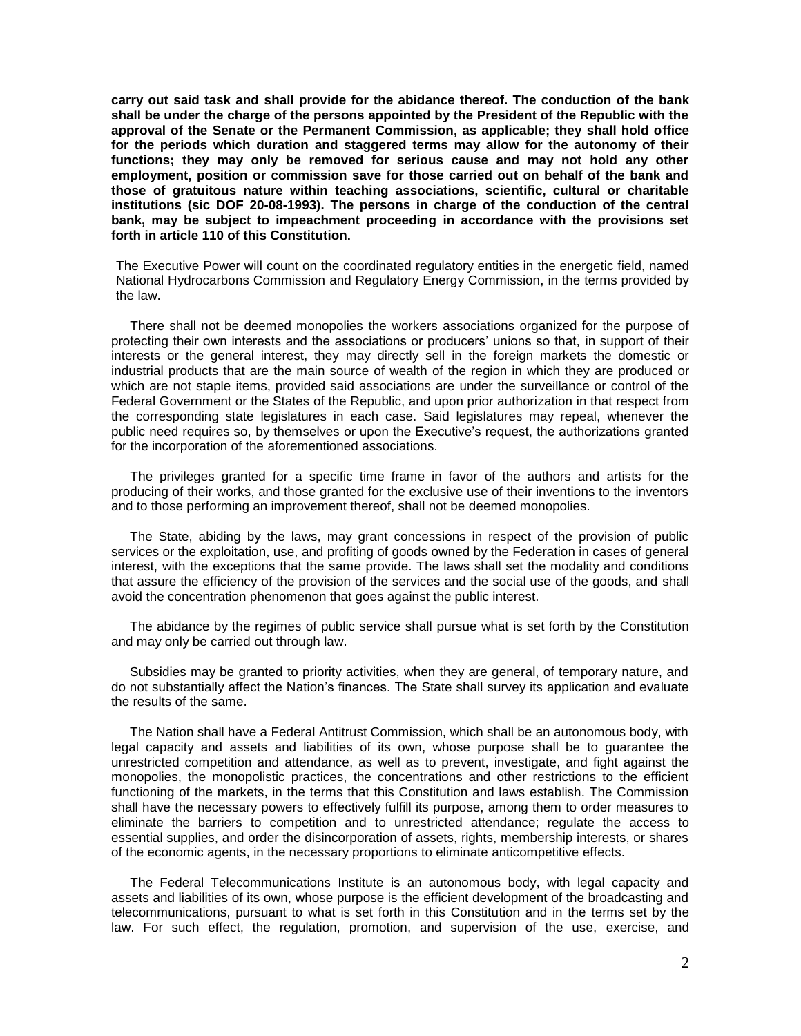**carry out said task and shall provide for the abidance thereof. The conduction of the bank shall be under the charge of the persons appointed by the President of the Republic with the approval of the Senate or the Permanent Commission, as applicable; they shall hold office for the periods which duration and staggered terms may allow for the autonomy of their functions; they may only be removed for serious cause and may not hold any other employment, position or commission save for those carried out on behalf of the bank and those of gratuitous nature within teaching associations, scientific, cultural or charitable institutions (sic DOF 20-08-1993). The persons in charge of the conduction of the central bank, may be subject to impeachment proceeding in accordance with the provisions set forth in article 110 of this Constitution.**

The Executive Power will count on the coordinated regulatory entities in the energetic field, named National Hydrocarbons Commission and Regulatory Energy Commission, in the terms provided by the law.

There shall not be deemed monopolies the workers associations organized for the purpose of protecting their own interests and the associations or producers' unions so that, in support of their interests or the general interest, they may directly sell in the foreign markets the domestic or industrial products that are the main source of wealth of the region in which they are produced or which are not staple items, provided said associations are under the surveillance or control of the Federal Government or the States of the Republic, and upon prior authorization in that respect from the corresponding state legislatures in each case. Said legislatures may repeal, whenever the public need requires so, by themselves or upon the Executive's request, the authorizations granted for the incorporation of the aforementioned associations.

The privileges granted for a specific time frame in favor of the authors and artists for the producing of their works, and those granted for the exclusive use of their inventions to the inventors and to those performing an improvement thereof, shall not be deemed monopolies.

The State, abiding by the laws, may grant concessions in respect of the provision of public services or the exploitation, use, and profiting of goods owned by the Federation in cases of general interest, with the exceptions that the same provide. The laws shall set the modality and conditions that assure the efficiency of the provision of the services and the social use of the goods, and shall avoid the concentration phenomenon that goes against the public interest.

The abidance by the regimes of public service shall pursue what is set forth by the Constitution and may only be carried out through law.

Subsidies may be granted to priority activities, when they are general, of temporary nature, and do not substantially affect the Nation's finances. The State shall survey its application and evaluate the results of the same.

The Nation shall have a Federal Antitrust Commission, which shall be an autonomous body, with legal capacity and assets and liabilities of its own, whose purpose shall be to guarantee the unrestricted competition and attendance, as well as to prevent, investigate, and fight against the monopolies, the monopolistic practices, the concentrations and other restrictions to the efficient functioning of the markets, in the terms that this Constitution and laws establish. The Commission shall have the necessary powers to effectively fulfill its purpose, among them to order measures to eliminate the barriers to competition and to unrestricted attendance; regulate the access to essential supplies, and order the disincorporation of assets, rights, membership interests, or shares of the economic agents, in the necessary proportions to eliminate anticompetitive effects.

The Federal Telecommunications Institute is an autonomous body, with legal capacity and assets and liabilities of its own, whose purpose is the efficient development of the broadcasting and telecommunications, pursuant to what is set forth in this Constitution and in the terms set by the law. For such effect, the regulation, promotion, and supervision of the use, exercise, and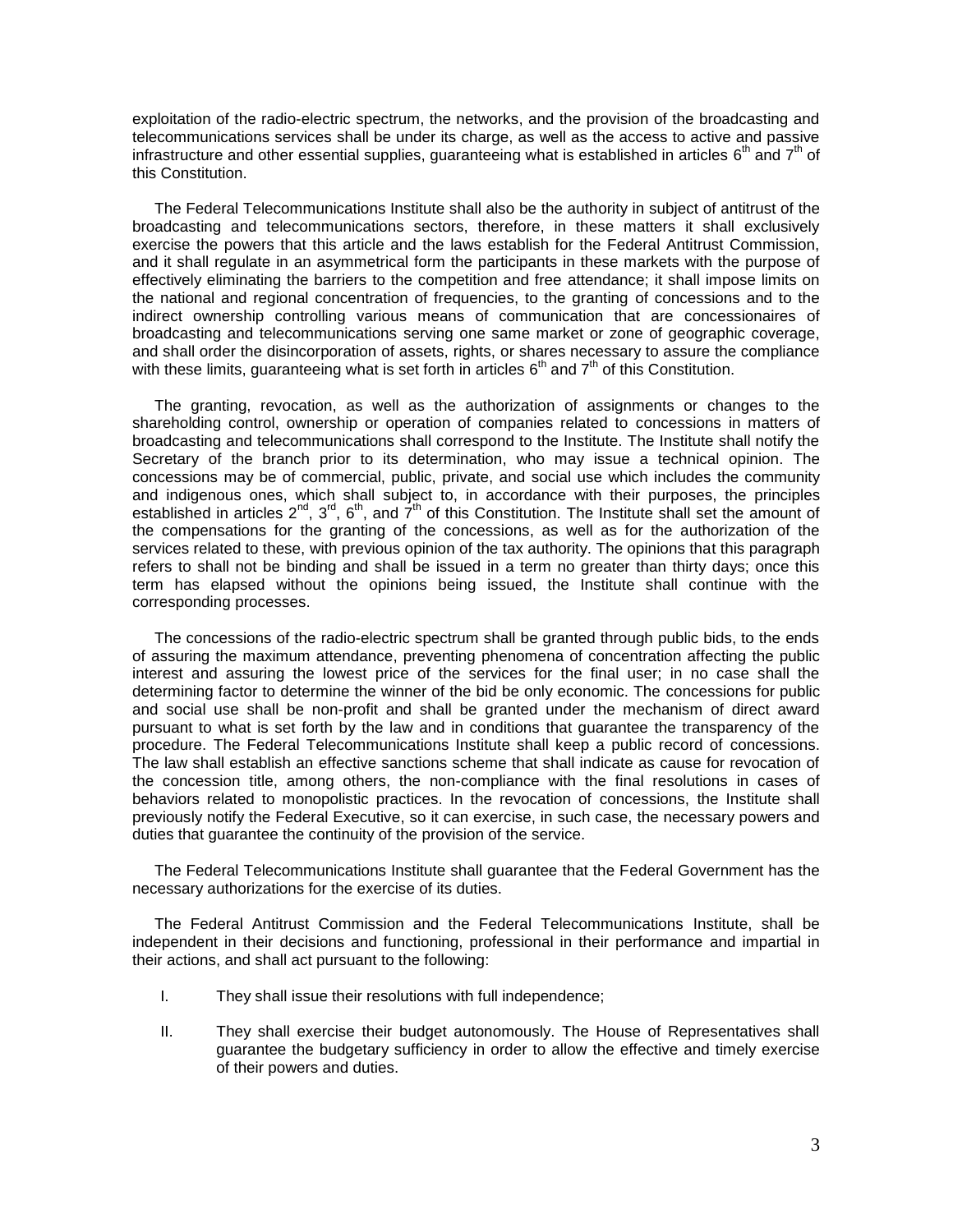exploitation of the radio-electric spectrum, the networks, and the provision of the broadcasting and telecommunications services shall be under its charge, as well as the access to active and passive infrastructure and other essential supplies, guaranteeing what is established in articles 6th and 7th of this Constitution.

The Federal Telecommunications Institute shall also be the authority in subject of antitrust of the broadcasting and telecommunications sectors, therefore, in these matters it shall exclusively exercise the powers that this article and the laws establish for the Federal Antitrust Commission, and it shall regulate in an asymmetrical form the participants in these markets with the purpose of effectively eliminating the barriers to the competition and free attendance; it shall impose limits on the national and regional concentration of frequencies, to the granting of concessions and to the indirect ownership controlling various means of communication that are concessionaires of broadcasting and telecommunications serving one same market or zone of geographic coverage, and shall order the disincorporation of assets, rights, or shares necessary to assure the compliance with these limits, guaranteeing what is set forth in articles 6th and 7th of this Constitution.

The granting, revocation, as well as the authorization of assignments or changes to the shareholding control, ownership or operation of companies related to concessions in matters of broadcasting and telecommunications shall correspond to the Institute. The Institute shall notify the Secretary of the branch prior to its determination, who may issue a technical opinion. The concessions may be of commercial, public, private, and social use which includes the community and indigenous ones, which shall subject to, in accordance with their purposes, the principles established in articles 2nd, 3rd, 6th, and 7th of this Constitution. The Institute shall set the amount of the compensations for the granting of the concessions, as well as for the authorization of the services related to these, with previous opinion of the tax authority. The opinions that this paragraph refers to shall not be binding and shall be issued in a term no greater than thirty days; once this term has elapsed without the opinions being issued, the Institute shall continue with the corresponding processes.

The concessions of the radio-electric spectrum shall be granted through public bids, to the ends of assuring the maximum attendance, preventing phenomena of concentration affecting the public interest and assuring the lowest price of the services for the final user; in no case shall the determining factor to determine the winner of the bid be only economic. The concessions for public and social use shall be non-profit and shall be granted under the mechanism of direct award pursuant to what is set forth by the law and in conditions that guarantee the transparency of the procedure. The Federal Telecommunications Institute shall keep a public record of concessions. The law shall establish an effective sanctions scheme that shall indicate as cause for revocation of the concession title, among others, the non-compliance with the final resolutions in cases of behaviors related to monopolistic practices. In the revocation of concessions, the Institute shall previously notify the Federal Executive, so it can exercise, in such case, the necessary powers and duties that guarantee the continuity of the provision of the service.

The Federal Telecommunications Institute shall guarantee that the Federal Government has the necessary authorizations for the exercise of its duties.

The Federal Antitrust Commission and the Federal Telecommunications Institute, shall be independent in their decisions and functioning, professional in their performance and impartial in their actions, and shall act pursuant to the following:

I. They shall issue their resolutions with full independence;

II. They shall exercise their budget autonomously. The House of Representatives shall guarantee the budgetary sufficiency in order to allow the effective and timely exercise of their powers and duties.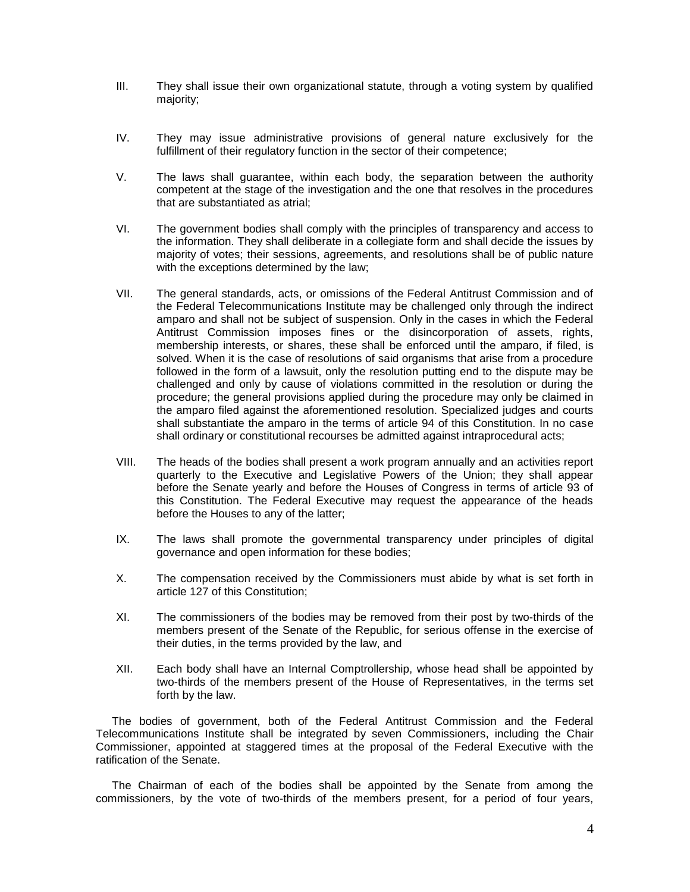III. They shall issue their own organizational statute, through a voting system by qualified majority;

IV. They may issue administrative provisions of general nature exclusively for the fulfillment of their regulatory function in the sector of their competence;

V. The laws shall guarantee, within each body, the separation between the authority competent at the stage of the investigation and the one that resolves in the procedures that are substantiated as atrial;

VI. The government bodies shall comply with the principles of transparency and access to the information. They shall deliberate in a collegiate form and shall decide the issues by majority of votes; their sessions, agreements, and resolutions shall be of public nature with the exceptions determined by the law;

VII. The general standards, acts, or omissions of the Federal Antitrust Commission and of the Federal Telecommunications Institute may be challenged only through the indirect amparo and shall not be subject of suspension. Only in the cases in which the Federal Antitrust Commission imposes fines or the disincorporation of assets, rights, membership interests, or shares, these shall be enforced until the amparo, if filed, is solved. When it is the case of resolutions of said organisms that arise from a procedure followed in the form of a lawsuit, only the resolution putting end to the dispute may be challenged and only by cause of violations committed in the resolution or during the procedure; the general provisions applied during the procedure may only be claimed in the amparo filed against the aforementioned resolution. Specialized judges and courts shall substantiate the amparo in the terms of article 94 of this Constitution. In no case shall ordinary or constitutional recourses be admitted against intraprocedural acts;

VIII. The heads of the bodies shall present a work program annually and an activities report quarterly to the Executive and Legislative Powers of the Union; they shall appear before the Senate yearly and before the Houses of Congress in terms of article 93 of this Constitution. The Federal Executive may request the appearance of the heads before the Houses to any of the latter;

IX. The laws shall promote the governmental transparency under principles of digital governance and open information for these bodies;

X. The compensation received by the Commissioners must abide by what is set forth in article 127 of this Constitution;

XI. The commissioners of the bodies may be removed from their post by two-thirds of the members present of the Senate of the Republic, for serious offense in the exercise of their duties, in the terms provided by the law, and

XII. Each body shall have an Internal Comptrollership, whose head shall be appointed by two-thirds of the members present of the House of Representatives, in the terms set forth by the law.

The bodies of government, both of the Federal Antitrust Commission and the Federal Telecommunications Institute shall be integrated by seven Commissioners, including the Chair Commissioner, appointed at staggered times at the proposal of the Federal Executive with the ratification of the Senate.

The Chairman of each of the bodies shall be appointed by the Senate from among the commissioners, by the vote of two-thirds of the members present, for a period of four years,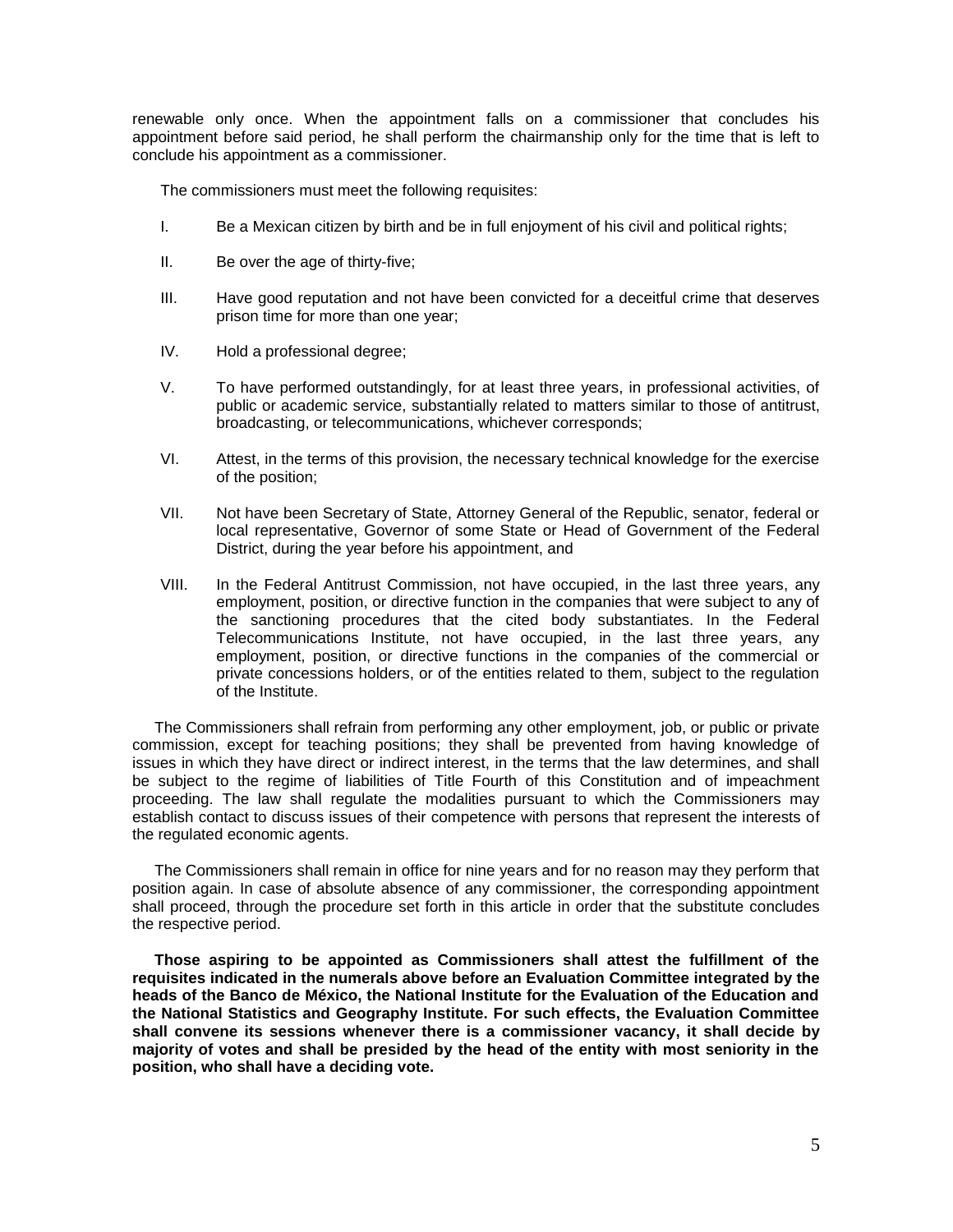renewable only once. When the appointment falls on a commissioner that concludes his appointment before said period, he shall perform the chairmanship only for the time that is left to conclude his appointment as a commissioner.

The commissioners must meet the following requisites:

I. Be a Mexican citizen by birth and be in full enjoyment of his civil and political rights;

II. Be over the age of thirty-five;

III. Have good reputation and not have been convicted for a deceitful crime that deserves prison time for more than one year;

IV. Hold a professional degree;

V. To have performed outstandingly, for at least three years, in professional activities, of public or academic service, substantially related to matters similar to those of antitrust, broadcasting, or telecommunications, whichever corresponds;

VI. Attest, in the terms of this provision, the necessary technical knowledge for the exercise of the position;

VII. Not have been Secretary of State, Attorney General of the Republic, senator, federal or local representative, Governor of some State or Head of Government of the Federal District, during the year before his appointment, and

VIII. In the Federal Antitrust Commission, not have occupied, in the last three years, any employment, position, or directive function in the companies that were subject to any of the sanctioning procedures that the cited body substantiates. In the Federal Telecommunications Institute, not have occupied, in the last three years, any employment, position, or directive functions in the companies of the commercial or private concessions holders, or of the entities related to them, subject to the regulation of the Institute.

The Commissioners shall refrain from performing any other employment, job, or public or private commission, except for teaching positions; they shall be prevented from having knowledge of issues in which they have direct or indirect interest, in the terms that the law determines, and shall be subject to the regime of liabilities of Title Fourth of this Constitution and of impeachment proceeding. The law shall regulate the modalities pursuant to which the Commissioners may establish contact to discuss issues of their competence with persons that represent the interests of the regulated economic agents.

The Commissioners shall remain in office for nine years and for no reason may they perform that position again. In case of absolute absence of any commissioner, the corresponding appointment shall proceed, through the procedure set forth in this article in order that the substitute concludes the respective period.

**Those aspiring to be appointed as Commissioners shall attest the fulfillment of the requisites indicated in the numerals above before an Evaluation Committee integrated by the heads of the Banco de México, the National Institute for the Evaluation of the Education and the National Statistics and Geography Institute. For such effects, the Evaluation Committee shall convene its sessions whenever there is a commissioner vacancy, it shall decide by majority of votes and shall be presided by the head of the entity with most seniority in the position, who shall have a deciding vote.**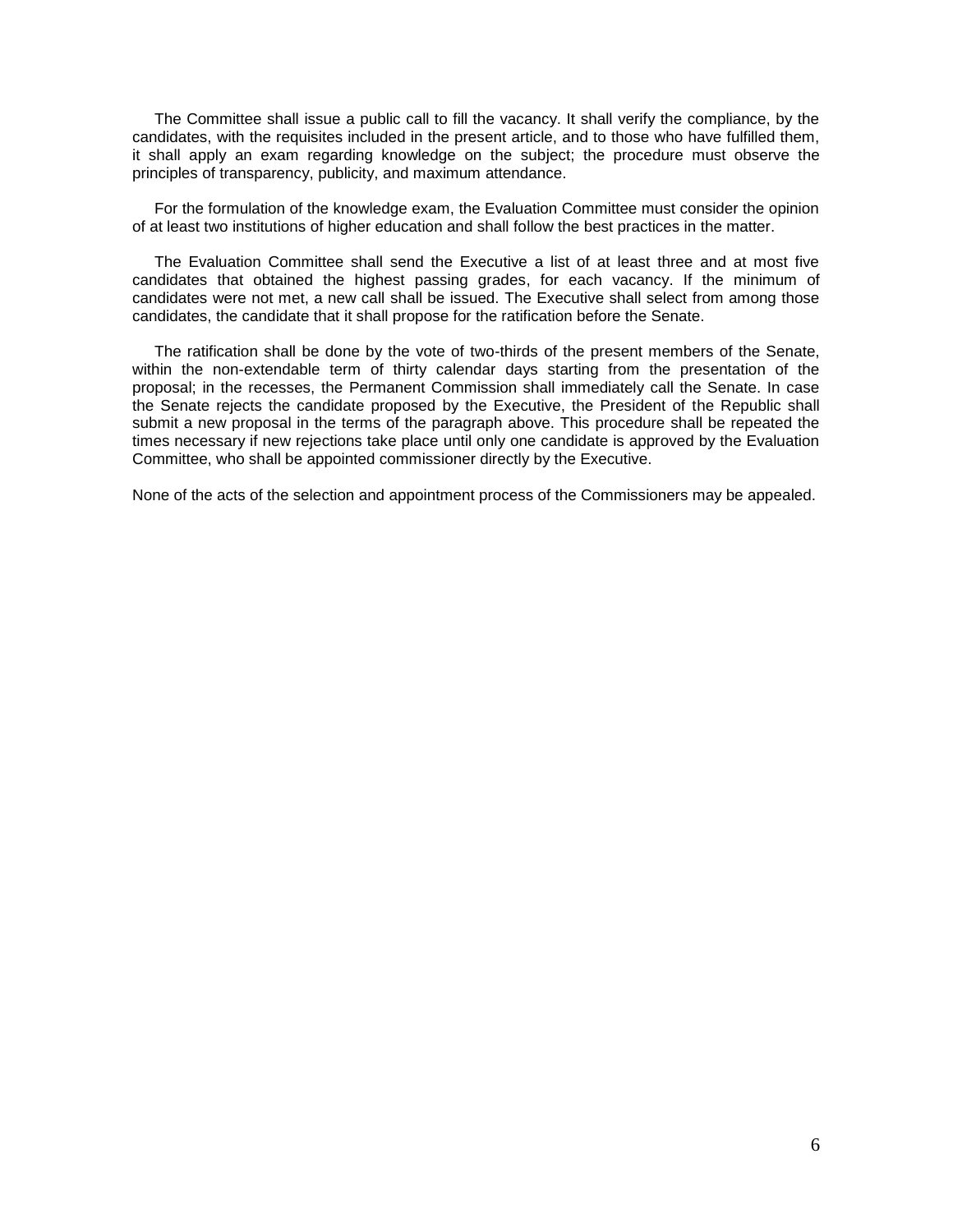The Committee shall issue a public call to fill the vacancy. It shall verify the compliance, by the candidates, with the requisites included in the present article, and to those who have fulfilled them, it shall apply an exam regarding knowledge on the subject; the procedure must observe the principles of transparency, publicity, and maximum attendance.

For the formulation of the knowledge exam, the Evaluation Committee must consider the opinion of at least two institutions of higher education and shall follow the best practices in the matter.

The Evaluation Committee shall send the Executive a list of at least three and at most five candidates that obtained the highest passing grades, for each vacancy. If the minimum of candidates were not met, a new call shall be issued. The Executive shall select from among those candidates, the candidate that it shall propose for the ratification before the Senate.

The ratification shall be done by the vote of two-thirds of the present members of the Senate, within the non-extendable term of thirty calendar days starting from the presentation of the proposal; in the recesses, the Permanent Commission shall immediately call the Senate. In case the Senate rejects the candidate proposed by the Executive, the President of the Republic shall submit a new proposal in the terms of the paragraph above. This procedure shall be repeated the times necessary if new rejections take place until only one candidate is approved by the Evaluation Committee, who shall be appointed commissioner directly by the Executive.

None of the acts of the selection and appointment process of the Commissioners may be appealed.